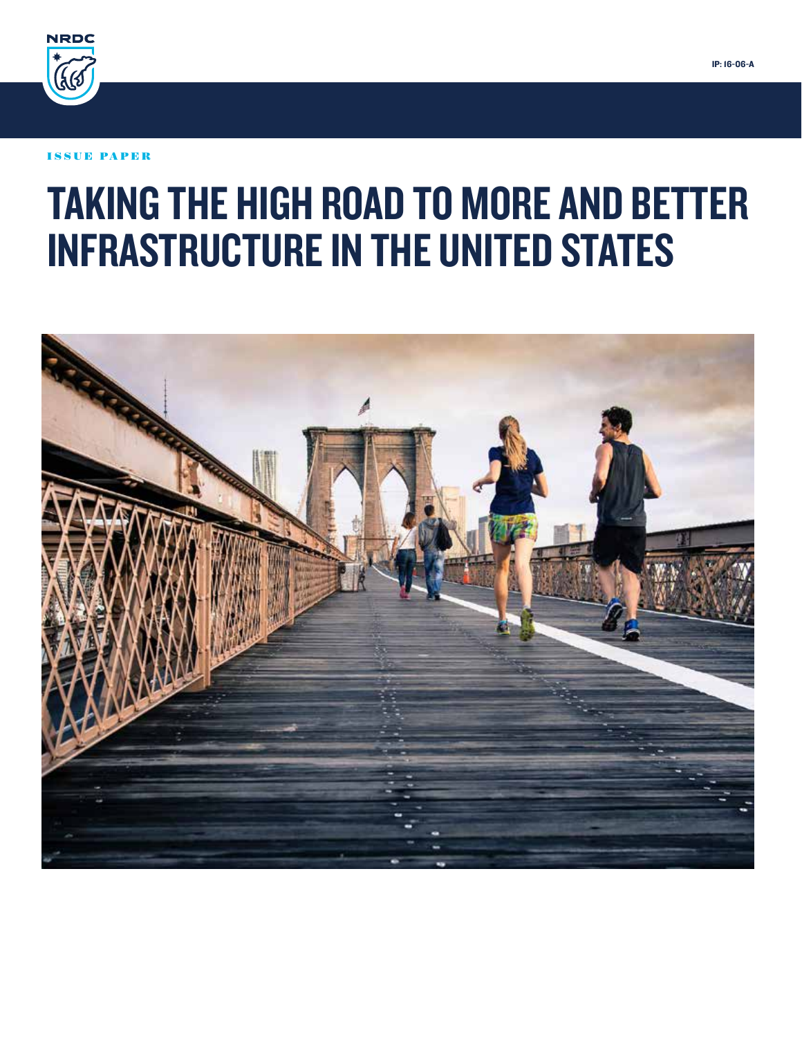NRDC

IP: 16-06-A

ISSUE PAPER

# TAKING THE HIGH ROAD TO MORE AND BETTER INFRASTRUCTURE IN THE UNITED STATES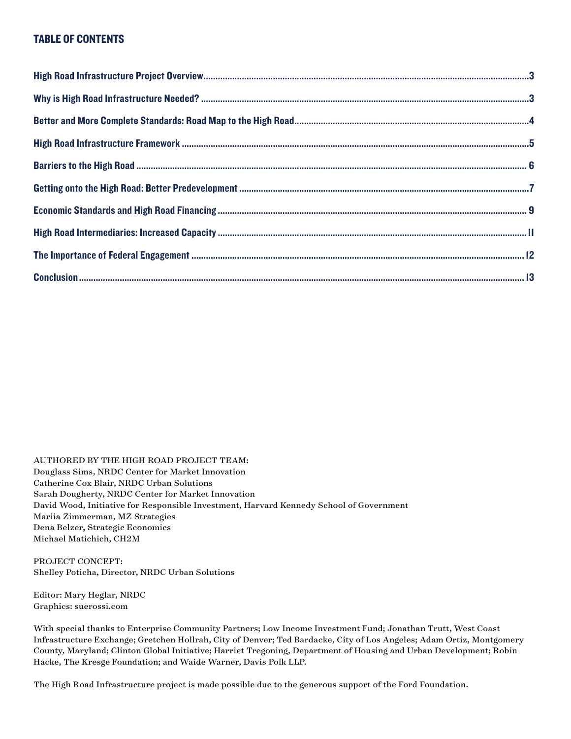## TABLE OF CONTENTS

High Road Infrastructure Project Overview......3

Why is High Road Infrastructure Needed?......3

Better and More Complete Standards: Road Map to the High Road......4

High Road Infrastructure Framework......5

Barriers to the High Road......6

Getting onto the High Road: Better Predevelopment......7

Economic Standards and High Road Financing......9

High Road Intermediaries: Increased Capacity......11

The Importance of Federal Engagement......12

Conclusion......13

AUTHORED BY THE HIGH ROAD PROJECT TEAM:
Douglass Sims, NRDC Center for Market Innovation
Catherine Cox Blair, NRDC Urban Solutions
Sarah Dougherty, NRDC Center for Market Innovation
David Wood, Initiative for Responsible Investment, Harvard Kennedy School of Government
Mariia Zimmerman, MZ Strategies
Dena Belzer, Strategic Economics
Michael Matichich, CH2M

PROJECT CONCEPT:
Shelley Poticha, Director, NRDC Urban Solutions

Editor: Mary Heglar, NRDC
Graphics: suerossi.com

With special thanks to Enterprise Community Partners; Low Income Investment Fund; Jonathan Trutt, West Coast Infrastructure Exchange; Gretchen Hollrah, City of Denver; Ted Bardacke, City of Los Angeles; Adam Ortiz, Montgomery County, Maryland; Clinton Global Initiative; Harriet Tregoning, Department of Housing and Urban Development; Robin Hacke, The Kresge Foundation; and Waide Warner, Davis Polk LLP.

The High Road Infrastructure project is made possible due to the generous support of the Ford Foundation.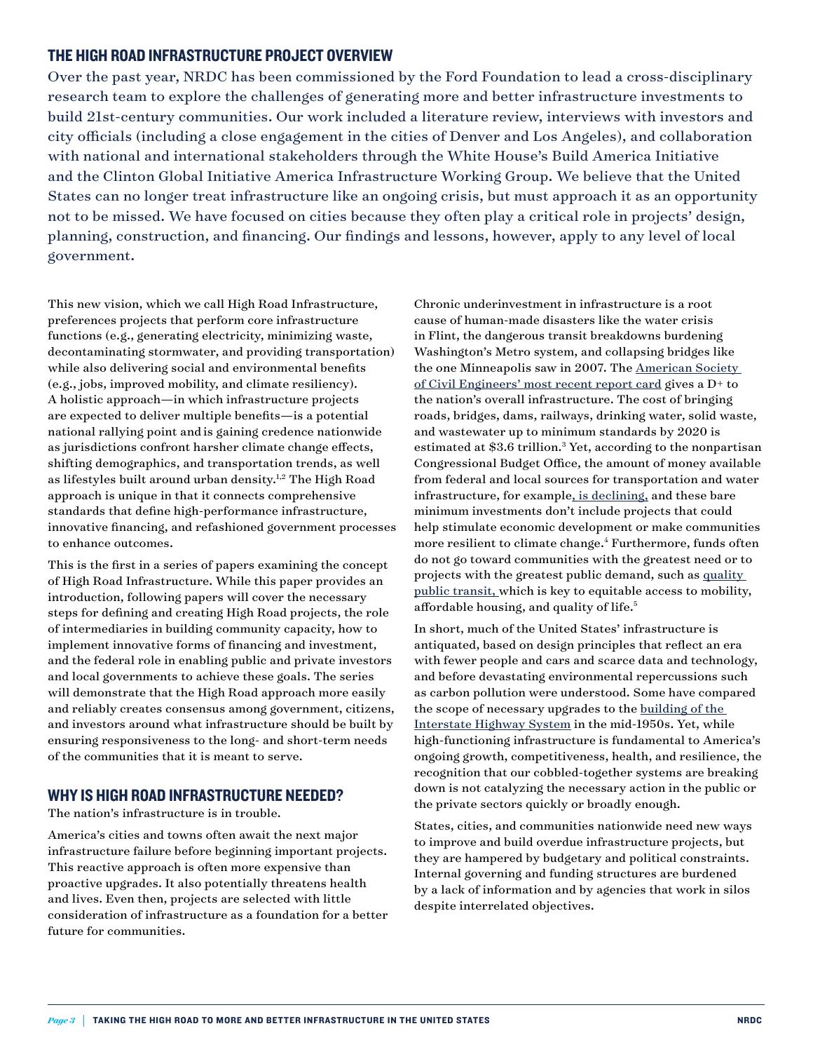## THE HIGH ROAD INFRASTRUCTURE PROJECT OVERVIEW

Over the past year, NRDC has been commissioned by the Ford Foundation to lead a cross-disciplinary research team to explore the challenges of generating more and better infrastructure investments to build 21st-century communities. Our work included a literature review, interviews with investors and city officials (including a close engagement in the cities of Denver and Los Angeles), and collaboration with national and international stakeholders through the White House's Build America Initiative and the Clinton Global Initiative America Infrastructure Working Group. We believe that the United States can no longer treat infrastructure like an ongoing crisis, but must approach it as an opportunity not to be missed. We have focused on cities because they often play a critical role in projects' design, planning, construction, and financing. Our findings and lessons, however, apply to any level of local government.

This new vision, which we call High Road Infrastructure, preferences projects that perform core infrastructure functions (e.g., generating electricity, minimizing waste, decontaminating stormwater, and providing transportation) while also delivering social and environmental benefits (e.g., jobs, improved mobility, and climate resiliency). A holistic approach—in which infrastructure projects are expected to deliver multiple benefits—is a potential national rallying point and is gaining credence nationwide as jurisdictions confront harsher climate change effects, shifting demographics, and transportation trends, as well as lifestyles built around urban density.[1,2] The High Road approach is unique in that it connects comprehensive standards that define high-performance infrastructure, innovative financing, and refashioned government processes to enhance outcomes.

This is the first in a series of papers examining the concept of High Road Infrastructure. While this paper provides an introduction, following papers will cover the necessary steps for defining and creating High Road projects, the role of intermediaries in building community capacity, how to implement innovative forms of financing and investment, and the federal role in enabling public and private investors and local governments to achieve these goals. The series will demonstrate that the High Road approach more easily and reliably creates consensus among government, citizens, and investors around what infrastructure should be built by ensuring responsiveness to the long- and short-term needs of the communities that it is meant to serve.

## WHY IS HIGH ROAD INFRASTRUCTURE NEEDED?

The nation's infrastructure is in trouble.

America's cities and towns often await the next major infrastructure failure before beginning important projects. This reactive approach is often more expensive than proactive upgrades. It also potentially threatens health and lives. Even then, projects are selected with little consideration of infrastructure as a foundation for a better future for communities.

Chronic underinvestment in infrastructure is a root cause of human-made disasters like the water crisis in Flint, the dangerous transit breakdowns burdening Washington's Metro system, and collapsing bridges like the one Minneapolis saw in 2007. The American Society of Civil Engineers' most recent report card gives a D+ to the nation's overall infrastructure. The cost of bringing roads, bridges, dams, railways, drinking water, solid waste, and wastewater up to minimum standards by 2020 is estimated at $3.6 trillion.[3] Yet, according to the nonpartisan Congressional Budget Office, the amount of money available from federal and local sources for transportation and water infrastructure, for example, is declining, and these bare minimum investments don't include projects that could help stimulate economic development or make communities more resilient to climate change.[4] Furthermore, funds often do not go toward communities with the greatest need or to projects with the greatest public demand, such as quality public transit, which is key to equitable access to mobility, affordable housing, and quality of life.[5]

In short, much of the United States' infrastructure is antiquated, based on design principles that reflect an era with fewer people and cars and scarce data and technology, and before devastating environmental repercussions such as carbon pollution were understood. Some have compared the scope of necessary upgrades to the building of the Interstate Highway System in the mid-1950s. Yet, while high-functioning infrastructure is fundamental to America's ongoing growth, competitiveness, health, and resilience, the recognition that our cobbled-together systems are breaking down is not catalyzing the necessary action in the public or the private sectors quickly or broadly enough.

States, cities, and communities nationwide need new ways to improve and build overdue infrastructure projects, but they are hampered by budgetary and political constraints. Internal governing and funding structures are burdened by a lack of information and by agencies that work in silos despite interrelated objectives.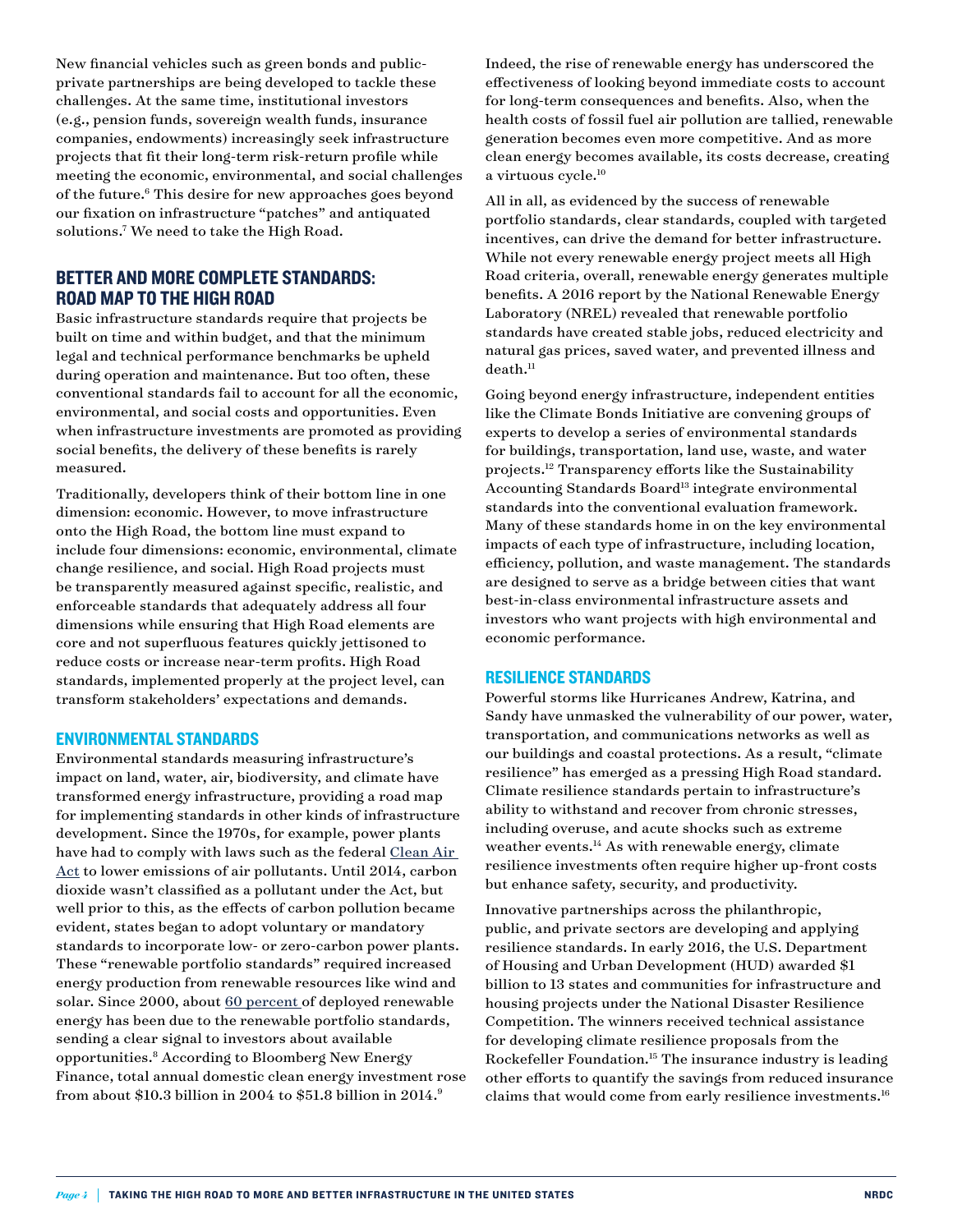New financial vehicles such as green bonds and public-private partnerships are being developed to tackle these challenges. At the same time, institutional investors (e.g., pension funds, sovereign wealth funds, insurance companies, endowments) increasingly seek infrastructure projects that fit their long-term risk-return profile while meeting the economic, environmental, and social challenges of the future.[6] This desire for new approaches goes beyond our fixation on infrastructure "patches" and antiquated solutions.[7] We need to take the High Road.

## BETTER AND MORE COMPLETE STANDARDS: ROAD MAP TO THE HIGH ROAD

Basic infrastructure standards require that projects be built on time and within budget, and that the minimum legal and technical performance benchmarks be upheld during operation and maintenance. But too often, these conventional standards fail to account for all the economic, environmental, and social costs and opportunities. Even when infrastructure investments are promoted as providing social benefits, the delivery of these benefits is rarely measured.

Traditionally, developers think of their bottom line in one dimension: economic. However, to move infrastructure onto the High Road, the bottom line must expand to include four dimensions: economic, environmental, climate change resilience, and social. High Road projects must be transparently measured against specific, realistic, and enforceable standards that adequately address all four dimensions while ensuring that High Road elements are core and not superfluous features quickly jettisoned to reduce costs or increase near-term profits. High Road standards, implemented properly at the project level, can transform stakeholders' expectations and demands.

### ENVIRONMENTAL STANDARDS

Environmental standards measuring infrastructure's impact on land, water, air, biodiversity, and climate have transformed energy infrastructure, providing a road map for implementing standards in other kinds of infrastructure development. Since the 1970s, for example, power plants have had to comply with laws such as the federal Clean Air Act to lower emissions of air pollutants. Until 2014, carbon dioxide wasn't classified as a pollutant under the Act, but well prior to this, as the effects of carbon pollution became evident, states began to adopt voluntary or mandatory standards to incorporate low- or zero-carbon power plants. These "renewable portfolio standards" required increased energy production from renewable resources like wind and solar. Since 2000, about 60 percent of deployed renewable energy has been due to the renewable portfolio standards, sending a clear signal to investors about available opportunities.[8] According to Bloomberg New Energy Finance, total annual domestic clean energy investment rose from about $10.3 billion in 2004 to $51.8 billion in 2014.[9]

Indeed, the rise of renewable energy has underscored the effectiveness of looking beyond immediate costs to account for long-term consequences and benefits. Also, when the health costs of fossil fuel air pollution are tallied, renewable generation becomes even more competitive. And as more clean energy becomes available, its costs decrease, creating a virtuous cycle.[10]

All in all, as evidenced by the success of renewable portfolio standards, clear standards, coupled with targeted incentives, can drive the demand for better infrastructure. While not every renewable energy project meets all High Road criteria, overall, renewable energy generates multiple benefits. A 2016 report by the National Renewable Energy Laboratory (NREL) revealed that renewable portfolio standards have created stable jobs, reduced electricity and natural gas prices, saved water, and prevented illness and death.[11]

Going beyond energy infrastructure, independent entities like the Climate Bonds Initiative are convening groups of experts to develop a series of environmental standards for buildings, transportation, land use, waste, and water projects.[12] Transparency efforts like the Sustainability Accounting Standards Board[13] integrate environmental standards into the conventional evaluation framework. Many of these standards home in on the key environmental impacts of each type of infrastructure, including location, efficiency, pollution, and waste management. The standards are designed to serve as a bridge between cities that want best-in-class environmental infrastructure assets and investors who want projects with high environmental and economic performance.

### RESILIENCE STANDARDS

Powerful storms like Hurricanes Andrew, Katrina, and Sandy have unmasked the vulnerability of our power, water, transportation, and communications networks as well as our buildings and coastal protections. As a result, "climate resilience" has emerged as a pressing High Road standard. Climate resilience standards pertain to infrastructure's ability to withstand and recover from chronic stresses, including overuse, and acute shocks such as extreme weather events.[14] As with renewable energy, climate resilience investments often require higher up-front costs but enhance safety, security, and productivity.

Innovative partnerships across the philanthropic, public, and private sectors are developing and applying resilience standards. In early 2016, the U.S. Department of Housing and Urban Development (HUD) awarded $1 billion to 13 states and communities for infrastructure and housing projects under the National Disaster Resilience Competition. The winners received technical assistance for developing climate resilience proposals from the Rockefeller Foundation.[15] The insurance industry is leading other efforts to quantify the savings from reduced insurance claims that would come from early resilience investments.[16]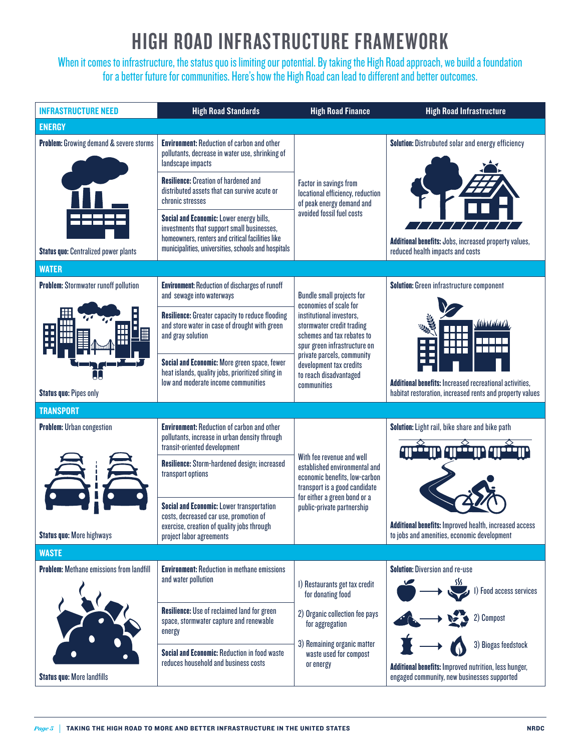# HIGH ROAD INFRASTRUCTURE FRAMEWORK

When it comes to infrastructure, the status quo is limiting our potential. By taking the High Road approach, we build a foundation for a better future for communities. Here's how the High Road can lead to different and better outcomes.

| INFRASTRUCTURE NEED | High Road Standards | High Road Finance | High Road Infrastructure |
|---|---|---|---|
| **ENERGY** | | | |
| **Problem:** Growing demand & severe storms<br><br>**Status quo:** Centralized power plants | **Environment:** Reduction of carbon and other pollutants, decrease in water use, shrinking of landscape impacts<br><br>**Resilience:** Creation of hardened and distributed assets that can survive acute or chronic stresses<br><br>**Social and Economic:** Lower energy bills, investments that support small businesses, homeowners, renters and critical facilities like municipalities, universities, schools and hospitals | Factor in savings from locational efficiency, reduction of peak energy demand and avoided fossil fuel costs | **Solution:** Distrubuted solar and energy efficiency<br><br>**Additional benefits:** Jobs, increased property values, reduced health impacts and costs |
| **WATER** | | | |
| **Problem:** Stormwater runoff pollution<br><br>**Status quo:** Pipes only | **Environment:** Reduction of discharges of runoff and sewage into waterways<br><br>**Resilience:** Greater capacity to reduce flooding and store water in case of drought with green and gray solution<br><br>**Social and Economic:** More green space, fewer heat islands, quality jobs, prioritized siting in low and moderate income communities | Bundle small projects for economies of scale for institutional investors, stormwater credit trading schemes and tax rebates to spur green infrastructure on private parcels, community development tax credits to reach disadvantaged communities | **Solution:** Green infrastructure component<br><br>**Additional benefits:** Increased recreational activities, habitat restoration, increased rents and property values |
| **TRANSPORT** | | | |
| **Problem:** Urban congestion<br><br>**Status quo:** More highways | **Environment:** Reduction of carbon and other pollutants, increase in urban density through transit-oriented development<br><br>**Resilience:** Storm-hardened design; increased transport options<br><br>**Social and Economic:** Lower transportation costs, decreased car use, promotion of exercise, creation of quality jobs through project labor agreements | With fee revenue and well established environmental and economic benefits, low-carbon transport is a good candidate for either a green bond or a public-private partnership | **Solution:** Light rail, bike share and bike path<br><br>**Additional benefits:** Improved health, increased access to jobs and amenities, economic development |
| **WASTE** | | | |
| **Problem:** Methane emissions from landfill<br><br>**Status quo:** More landfills | **Environment:** Reduction in methane emissions and water pollution<br><br>**Resilience:** Use of reclaimed land for green space, stormwater capture and renewable energy<br><br>**Social and Economic:** Reduction in food waste reduces household and business costs | 1) Restaurants get tax credit for donating food<br><br>2) Organic collection fee pays for aggregation<br><br>3) Remaining organic matter waste used for compost or energy | **Solution:** Diversion and re-use<br>1) Food access services<br>2) Compost<br>3) Biogas feedstock<br><br>**Additional benefits:** Improved nutrition, less hunger, engaged community, new businesses supported |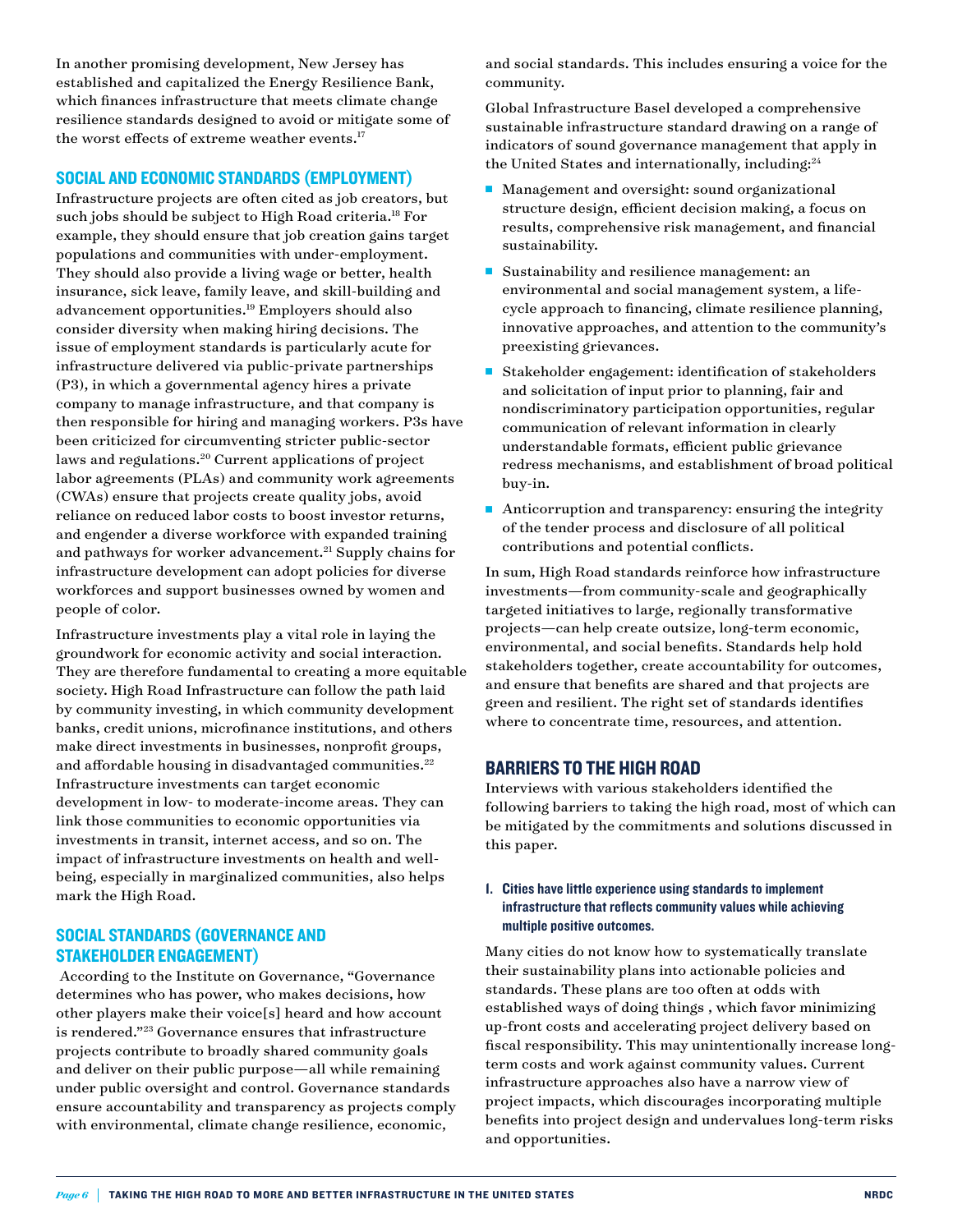In another promising development, New Jersey has established and capitalized the Energy Resilience Bank, which finances infrastructure that meets climate change resilience standards designed to avoid or mitigate some of the worst effects of extreme weather events.[17]

## SOCIAL AND ECONOMIC STANDARDS (EMPLOYMENT)

Infrastructure projects are often cited as job creators, but such jobs should be subject to High Road criteria.[18] For example, they should ensure that job creation gains target populations and communities with under-employment. They should also provide a living wage or better, health insurance, sick leave, family leave, and skill-building and advancement opportunities.[19] Employers should also consider diversity when making hiring decisions. The issue of employment standards is particularly acute for infrastructure delivered via public-private partnerships (P3), in which a governmental agency hires a private company to manage infrastructure, and that company is then responsible for hiring and managing workers. P3s have been criticized for circumventing stricter public-sector laws and regulations.[20] Current applications of project labor agreements (PLAs) and community work agreements (CWAs) ensure that projects create quality jobs, avoid reliance on reduced labor costs to boost investor returns, and engender a diverse workforce with expanded training and pathways for worker advancement.[21] Supply chains for infrastructure development can adopt policies for diverse workforces and support businesses owned by women and people of color.

Infrastructure investments play a vital role in laying the groundwork for economic activity and social interaction. They are therefore fundamental to creating a more equitable society. High Road Infrastructure can follow the path laid by community investing, in which community development banks, credit unions, microfinance institutions, and others make direct investments in businesses, nonprofit groups, and affordable housing in disadvantaged communities.[22] Infrastructure investments can target economic development in low- to moderate-income areas. They can link those communities to economic opportunities via investments in transit, internet access, and so on. The impact of infrastructure investments on health and well-being, especially in marginalized communities, also helps mark the High Road.

## SOCIAL STANDARDS (GOVERNANCE AND STAKEHOLDER ENGAGEMENT)

According to the Institute on Governance, "Governance determines who has power, who makes decisions, how other players make their voice[s] heard and how account is rendered."[23] Governance ensures that infrastructure projects contribute to broadly shared community goals and deliver on their public purpose—all while remaining under public oversight and control. Governance standards ensure accountability and transparency as projects comply with environmental, climate change resilience, economic, and social standards. This includes ensuring a voice for the community.

Global Infrastructure Basel developed a comprehensive sustainable infrastructure standard drawing on a range of indicators of sound governance management that apply in the United States and internationally, including:[24]

- Management and oversight: sound organizational structure design, efficient decision making, a focus on results, comprehensive risk management, and financial sustainability.
- Sustainability and resilience management: an environmental and social management system, a life-cycle approach to financing, climate resilience planning, innovative approaches, and attention to the community's preexisting grievances.
- Stakeholder engagement: identification of stakeholders and solicitation of input prior to planning, fair and nondiscriminatory participation opportunities, regular communication of relevant information in clearly understandable formats, efficient public grievance redress mechanisms, and establishment of broad political buy-in.
- Anticorruption and transparency: ensuring the integrity of the tender process and disclosure of all political contributions and potential conflicts.

In sum, High Road standards reinforce how infrastructure investments—from community-scale and geographically targeted initiatives to large, regionally transformative projects—can help create outsize, long-term economic, environmental, and social benefits. Standards help hold stakeholders together, create accountability for outcomes, and ensure that benefits are shared and that projects are green and resilient. The right set of standards identifies where to concentrate time, resources, and attention.

## BARRIERS TO THE HIGH ROAD

Interviews with various stakeholders identified the following barriers to taking the high road, most of which can be mitigated by the commitments and solutions discussed in this paper.

### I. Cities have little experience using standards to implement infrastructure that reflects community values while achieving multiple positive outcomes.

Many cities do not know how to systematically translate their sustainability plans into actionable policies and standards. These plans are too often at odds with established ways of doing things , which favor minimizing up-front costs and accelerating project delivery based on fiscal responsibility. This may unintentionally increase long-term costs and work against community values. Current infrastructure approaches also have a narrow view of project impacts, which discourages incorporating multiple benefits into project design and undervalues long-term risks and opportunities.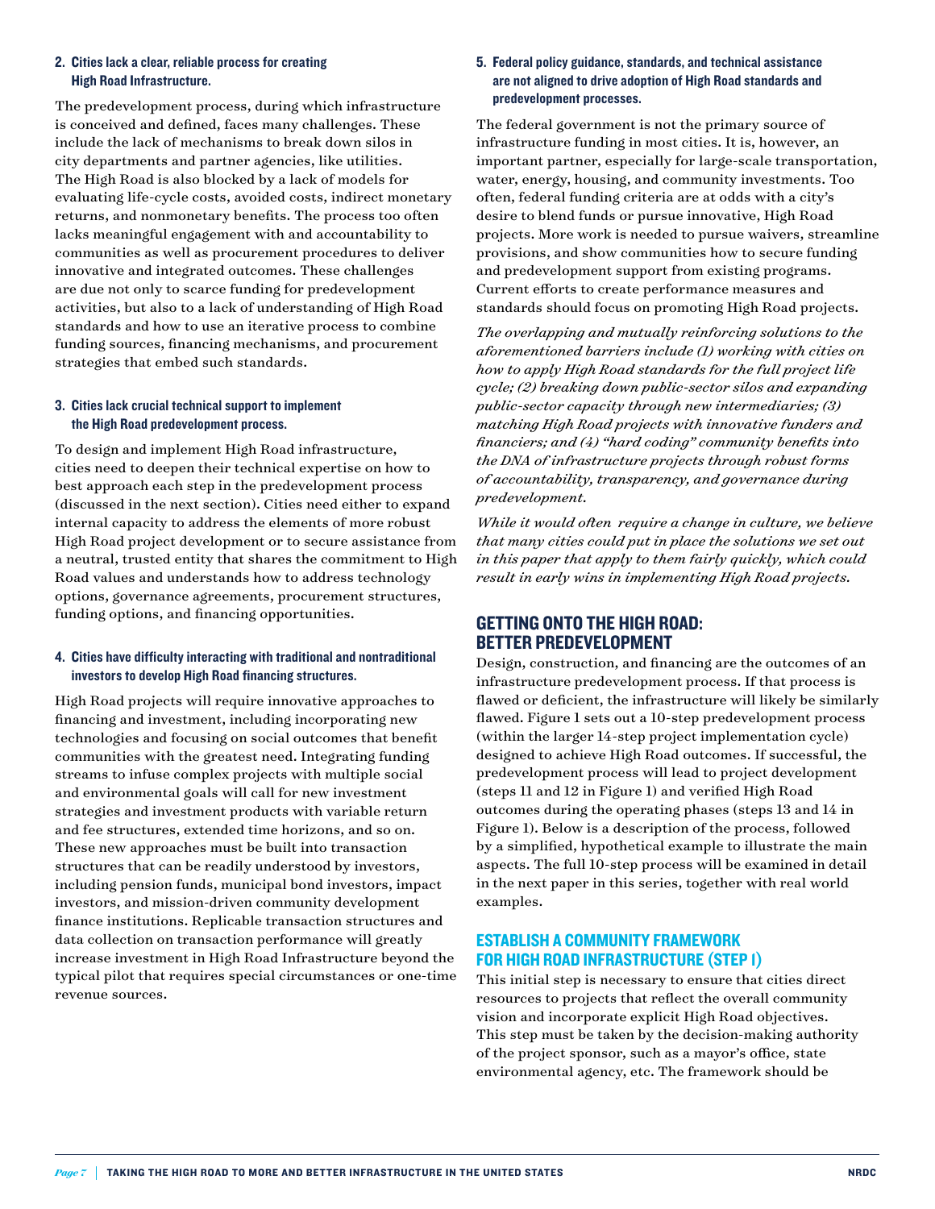**2. Cities lack a clear, reliable process for creating High Road Infrastructure.**

The predevelopment process, during which infrastructure is conceived and defined, faces many challenges. These include the lack of mechanisms to break down silos in city departments and partner agencies, like utilities. The High Road is also blocked by a lack of models for evaluating life-cycle costs, avoided costs, indirect monetary returns, and nonmonetary benefits. The process too often lacks meaningful engagement with and accountability to communities as well as procurement procedures to deliver innovative and integrated outcomes. These challenges are due not only to scarce funding for predevelopment activities, but also to a lack of understanding of High Road standards and how to use an iterative process to combine funding sources, financing mechanisms, and procurement strategies that embed such standards.

**3. Cities lack crucial technical support to implement the High Road predevelopment process.**

To design and implement High Road infrastructure, cities need to deepen their technical expertise on how to best approach each step in the predevelopment process (discussed in the next section). Cities need either to expand internal capacity to address the elements of more robust High Road project development or to secure assistance from a neutral, trusted entity that shares the commitment to High Road values and understands how to address technology options, governance agreements, procurement structures, funding options, and financing opportunities.

**4. Cities have difficulty interacting with traditional and nontraditional investors to develop High Road financing structures.**

High Road projects will require innovative approaches to financing and investment, including incorporating new technologies and focusing on social outcomes that benefit communities with the greatest need. Integrating funding streams to infuse complex projects with multiple social and environmental goals will call for new investment strategies and investment products with variable return and fee structures, extended time horizons, and so on. These new approaches must be built into transaction structures that can be readily understood by investors, including pension funds, municipal bond investors, impact investors, and mission-driven community development finance institutions. Replicable transaction structures and data collection on transaction performance will greatly increase investment in High Road Infrastructure beyond the typical pilot that requires special circumstances or one-time revenue sources.

**5. Federal policy guidance, standards, and technical assistance are not aligned to drive adoption of High Road standards and predevelopment processes.**

The federal government is not the primary source of infrastructure funding in most cities. It is, however, an important partner, especially for large-scale transportation, water, energy, housing, and community investments. Too often, federal funding criteria are at odds with a city's desire to blend funds or pursue innovative, High Road projects. More work is needed to pursue waivers, streamline provisions, and show communities how to secure funding and predevelopment support from existing programs. Current efforts to create performance measures and standards should focus on promoting High Road projects.

*The overlapping and mutually reinforcing solutions to the aforementioned barriers include (1) working with cities on how to apply High Road standards for the full project life cycle; (2) breaking down public-sector silos and expanding public-sector capacity through new intermediaries; (3) matching High Road projects with innovative funders and financiers; and (4) "hard coding" community benefits into the DNA of infrastructure projects through robust forms of accountability, transparency, and governance during predevelopment.*

*While it would often require a change in culture, we believe that many cities could put in place the solutions we set out in this paper that apply to them fairly quickly, which could result in early wins in implementing High Road projects.*

## GETTING ONTO THE HIGH ROAD: BETTER PREDEVELOPMENT

Design, construction, and financing are the outcomes of an infrastructure predevelopment process. If that process is flawed or deficient, the infrastructure will likely be similarly flawed. Figure 1 sets out a 10-step predevelopment process (within the larger 14-step project implementation cycle) designed to achieve High Road outcomes. If successful, the predevelopment process will lead to project development (steps 11 and 12 in Figure 1) and verified High Road outcomes during the operating phases (steps 13 and 14 in Figure 1). Below is a description of the process, followed by a simplified, hypothetical example to illustrate the main aspects. The full 10-step process will be examined in detail in the next paper in this series, together with real world examples.

### ESTABLISH A COMMUNITY FRAMEWORK FOR HIGH ROAD INFRASTRUCTURE (STEP 1)

This initial step is necessary to ensure that cities direct resources to projects that reflect the overall community vision and incorporate explicit High Road objectives. This step must be taken by the decision-making authority of the project sponsor, such as a mayor's office, state environmental agency, etc. The framework should be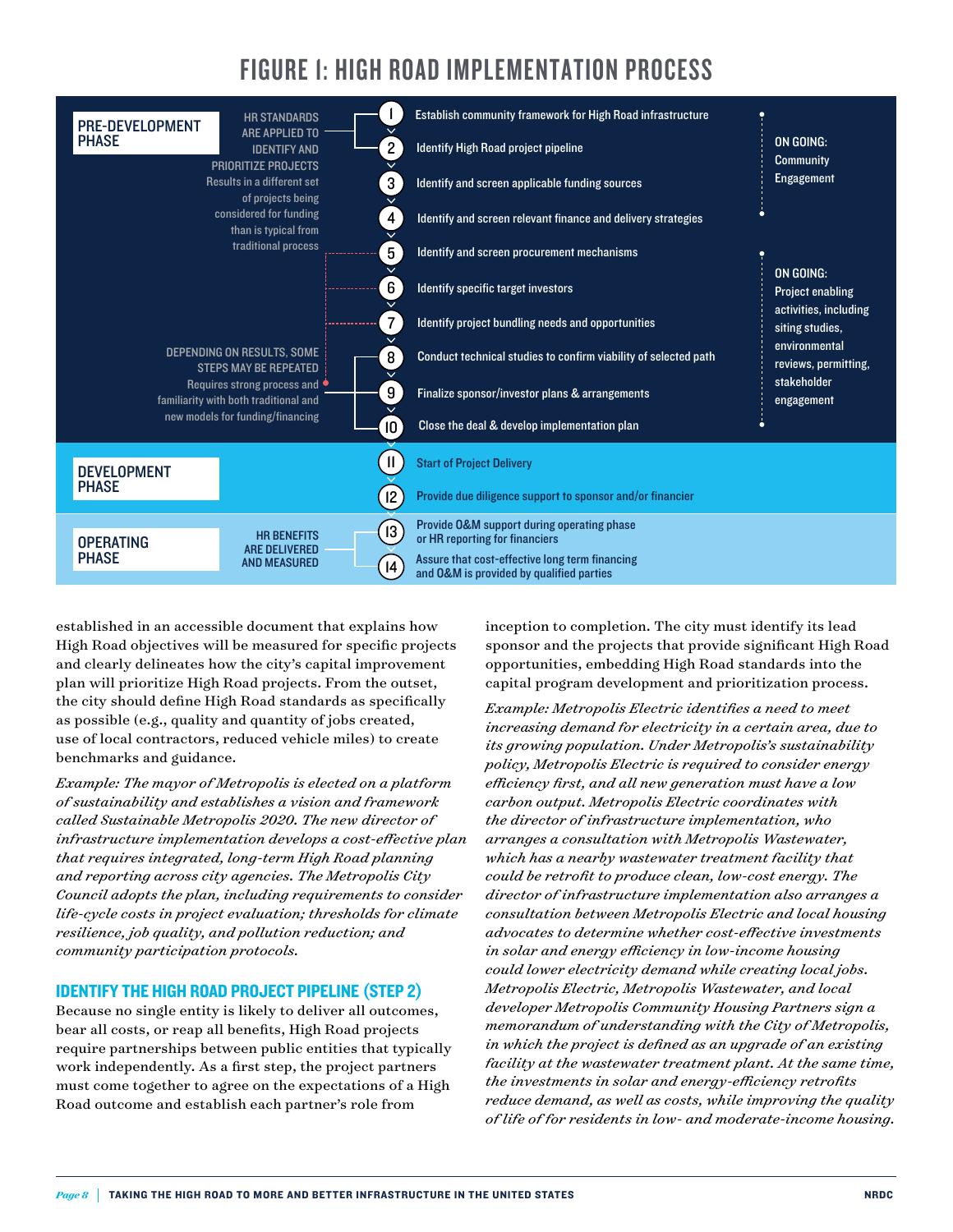# FIGURE 1: HIGH ROAD IMPLEMENTATION PROCESS

**PRE-DEVELOPMENT PHASE**

HR STANDARDS ARE APPLIED TO IDENTIFY AND PRIORITIZE PROJECTS
Results in a different set of projects being considered for funding than is typical from traditional process

1. Establish community framework for High Road infrastructure
2. Identify High Road project pipeline
3. Identify and screen applicable funding sources
4. Identify and screen relevant finance and delivery strategies
5. Identify and screen procurement mechanisms
6. Identify specific target investors
7. Identify project bundling needs and opportunities
8. Conduct technical studies to confirm viability of selected path
9. Finalize sponsor/investor plans & arrangements
10. Close the deal & develop implementation plan

DEPENDING ON RESULTS, SOME STEPS MAY BE REPEATED
Requires strong process and familiarity with both traditional and new models for funding/financing

ON GOING: Community Engagement

ON GOING: Project enabling activities, including siting studies, environmental reviews, permitting, stakeholder engagement

**DEVELOPMENT PHASE**

11. Start of Project Delivery
12. Provide due diligence support to sponsor and/or financier

**OPERATING PHASE**

HR BENEFITS ARE DELIVERED AND MEASURED

13. Provide O&M support during operating phase or HR reporting for financiers
14. Assure that cost-effective long term financing and O&M is provided by qualified parties

established in an accessible document that explains how High Road objectives will be measured for specific projects and clearly delineates how the city's capital improvement plan will prioritize High Road projects. From the outset, the city should define High Road standards as specifically as possible (e.g., quality and quantity of jobs created, use of local contractors, reduced vehicle miles) to create benchmarks and guidance.

*Example: The mayor of Metropolis is elected on a platform of sustainability and establishes a vision and framework called Sustainable Metropolis 2020. The new director of infrastructure implementation develops a cost-effective plan that requires integrated, long-term High Road planning and reporting across city agencies. The Metropolis City Council adopts the plan, including requirements to consider life-cycle costs in project evaluation; thresholds for climate resilience, job quality, and pollution reduction; and community participation protocols.*

## IDENTIFY THE HIGH ROAD PROJECT PIPELINE (STEP 2)

Because no single entity is likely to deliver all outcomes, bear all costs, or reap all benefits, High Road projects require partnerships between public entities that typically work independently. As a first step, the project partners must come together to agree on the expectations of a High Road outcome and establish each partner's role from inception to completion. The city must identify its lead sponsor and the projects that provide significant High Road opportunities, embedding High Road standards into the capital program development and prioritization process.

*Example: Metropolis Electric identifies a need to meet increasing demand for electricity in a certain area, due to its growing population. Under Metropolis's sustainability policy, Metropolis Electric is required to consider energy efficiency first, and all new generation must have a low carbon output. Metropolis Electric coordinates with the director of infrastructure implementation, who arranges a consultation with Metropolis Wastewater, which has a nearby wastewater treatment facility that could be retrofit to produce clean, low-cost energy. The director of infrastructure implementation also arranges a consultation between Metropolis Electric and local housing advocates to determine whether cost-effective investments in solar and energy efficiency in low-income housing could lower electricity demand while creating local jobs. Metropolis Electric, Metropolis Wastewater, and local developer Metropolis Community Housing Partners sign a memorandum of understanding with the City of Metropolis, in which the project is defined as an upgrade of an existing facility at the wastewater treatment plant. At the same time, the investments in solar and energy-efficiency retrofits reduce demand, as well as costs, while improving the quality of life of for residents in low- and moderate-income housing.*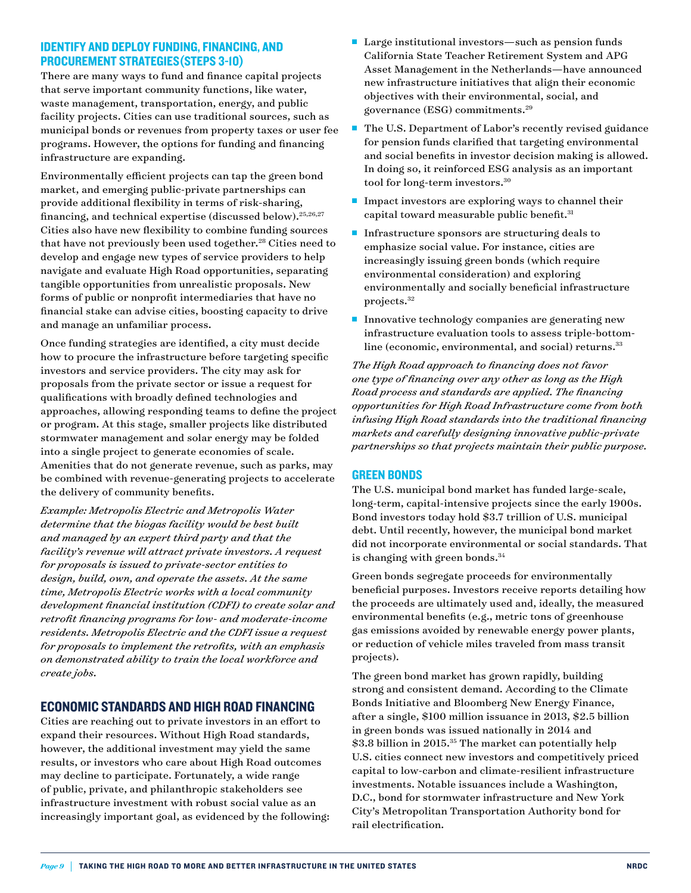## IDENTIFY AND DEPLOY FUNDING, FINANCING, AND PROCUREMENT STRATEGIES (STEPS 3-10)

There are many ways to fund and finance capital projects that serve important community functions, like water, waste management, transportation, energy, and public facility projects. Cities can use traditional sources, such as municipal bonds or revenues from property taxes or user fee programs. However, the options for funding and financing infrastructure are expanding.

Environmentally efficient projects can tap the green bond market, and emerging public-private partnerships can provide additional flexibility in terms of risk-sharing, financing, and technical expertise (discussed below).[25,26,27] Cities also have new flexibility to combine funding sources that have not previously been used together.[28] Cities need to develop and engage new types of service providers to help navigate and evaluate High Road opportunities, separating tangible opportunities from unrealistic proposals. New forms of public or nonprofit intermediaries that have no financial stake can advise cities, boosting capacity to drive and manage an unfamiliar process.

Once funding strategies are identified, a city must decide how to procure the infrastructure before targeting specific investors and service providers. The city may ask for proposals from the private sector or issue a request for qualifications with broadly defined technologies and approaches, allowing responding teams to define the project or program. At this stage, smaller projects like distributed stormwater management and solar energy may be folded into a single project to generate economies of scale. Amenities that do not generate revenue, such as parks, may be combined with revenue-generating projects to accelerate the delivery of community benefits.

*Example: Metropolis Electric and Metropolis Water determine that the biogas facility would be best built and managed by an expert third party and that the facility's revenue will attract private investors. A request for proposals is issued to private-sector entities to design, build, own, and operate the assets. At the same time, Metropolis Electric works with a local community development financial institution (CDFI) to create solar and retrofit financing programs for low- and moderate-income residents. Metropolis Electric and the CDFI issue a request for proposals to implement the retrofits, with an emphasis on demonstrated ability to train the local workforce and create jobs.*

## ECONOMIC STANDARDS AND HIGH ROAD FINANCING

Cities are reaching out to private investors in an effort to expand their resources. Without High Road standards, however, the additional investment may yield the same results, or investors who care about High Road outcomes may decline to participate. Fortunately, a wide range of public, private, and philanthropic stakeholders see infrastructure investment with robust social value as an increasingly important goal, as evidenced by the following:

- Large institutional investors—such as pension funds California State Teacher Retirement System and APG Asset Management in the Netherlands—have announced new infrastructure initiatives that align their economic objectives with their environmental, social, and governance (ESG) commitments.[29]
- The U.S. Department of Labor's recently revised guidance for pension funds clarified that targeting environmental and social benefits in investor decision making is allowed. In doing so, it reinforced ESG analysis as an important tool for long-term investors.[30]
- Impact investors are exploring ways to channel their capital toward measurable public benefit.[31]
- Infrastructure sponsors are structuring deals to emphasize social value. For instance, cities are increasingly issuing green bonds (which require environmental consideration) and exploring environmentally and socially beneficial infrastructure projects.[32]
- Innovative technology companies are generating new infrastructure evaluation tools to assess triple-bottom-line (economic, environmental, and social) returns.[33]

*The High Road approach to financing does not favor one type of financing over any other as long as the High Road process and standards are applied. The financing opportunities for High Road Infrastructure come from both infusing High Road standards into the traditional financing markets and carefully designing innovative public-private partnerships so that projects maintain their public purpose.*

## GREEN BONDS

The U.S. municipal bond market has funded large-scale, long-term, capital-intensive projects since the early 1900s. Bond investors today hold $3.7 trillion of U.S. municipal debt. Until recently, however, the municipal bond market did not incorporate environmental or social standards. That is changing with green bonds.[34]

Green bonds segregate proceeds for environmentally beneficial purposes. Investors receive reports detailing how the proceeds are ultimately used and, ideally, the measured environmental benefits (e.g., metric tons of greenhouse gas emissions avoided by renewable energy power plants, or reduction of vehicle miles traveled from mass transit projects).

The green bond market has grown rapidly, building strong and consistent demand. According to the Climate Bonds Initiative and Bloomberg New Energy Finance, after a single, $100 million issuance in 2013, $2.5 billion in green bonds was issued nationally in 2014 and $3.8 billion in 2015.[35] The market can potentially help U.S. cities connect new investors and competitively priced capital to low-carbon and climate-resilient infrastructure investments. Notable issuances include a Washington, D.C., bond for stormwater infrastructure and New York City's Metropolitan Transportation Authority bond for rail electrification.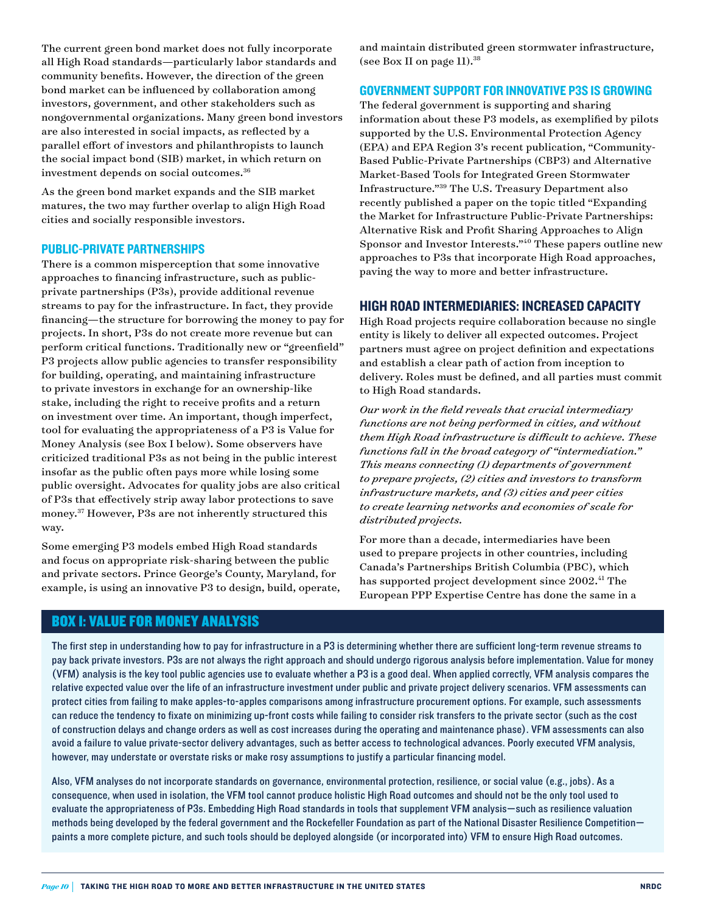The current green bond market does not fully incorporate all High Road standards—particularly labor standards and community benefits. However, the direction of the green bond market can be influenced by collaboration among investors, government, and other stakeholders such as nongovernmental organizations. Many green bond investors are also interested in social impacts, as reflected by a parallel effort of investors and philanthropists to launch the social impact bond (SIB) market, in which return on investment depends on social outcomes.[36]

As the green bond market expands and the SIB market matures, the two may further overlap to align High Road cities and socially responsible investors.

### PUBLIC-PRIVATE PARTNERSHIPS

There is a common misperception that some innovative approaches to financing infrastructure, such as public-private partnerships (P3s), provide additional revenue streams to pay for the infrastructure. In fact, they provide financing—the structure for borrowing the money to pay for projects. In short, P3s do not create more revenue but can perform critical functions. Traditionally new or "greenfield" P3 projects allow public agencies to transfer responsibility for building, operating, and maintaining infrastructure to private investors in exchange for an ownership-like stake, including the right to receive profits and a return on investment over time. An important, though imperfect, tool for evaluating the appropriateness of a P3 is Value for Money Analysis (see Box I below). Some observers have criticized traditional P3s as not being in the public interest insofar as the public often pays more while losing some public oversight. Advocates for quality jobs are also critical of P3s that effectively strip away labor protections to save money.[37] However, P3s are not inherently structured this way.

Some emerging P3 models embed High Road standards and focus on appropriate risk-sharing between the public and private sectors. Prince George's County, Maryland, for example, is using an innovative P3 to design, build, operate, and maintain distributed green stormwater infrastructure, (see Box II on page 11).[38]

### GOVERNMENT SUPPORT FOR INNOVATIVE P3S IS GROWING

The federal government is supporting and sharing information about these P3 models, as exemplified by pilots supported by the U.S. Environmental Protection Agency (EPA) and EPA Region 3's recent publication, "Community-Based Public-Private Partnerships (CBP3) and Alternative Market-Based Tools for Integrated Green Stormwater Infrastructure."[39] The U.S. Treasury Department also recently published a paper on the topic titled "Expanding the Market for Infrastructure Public-Private Partnerships: Alternative Risk and Profit Sharing Approaches to Align Sponsor and Investor Interests."[40] These papers outline new approaches to P3s that incorporate High Road approaches, paving the way to more and better infrastructure.

## HIGH ROAD INTERMEDIARIES: INCREASED CAPACITY

High Road projects require collaboration because no single entity is likely to deliver all expected outcomes. Project partners must agree on project definition and expectations and establish a clear path of action from inception to delivery. Roles must be defined, and all parties must commit to High Road standards.

*Our work in the field reveals that crucial intermediary functions are not being performed in cities, and without them High Road infrastructure is difficult to achieve. These functions fall in the broad category of "intermediation." This means connecting (1) departments of government to prepare projects, (2) cities and investors to transform infrastructure markets, and (3) cities and peer cities to create learning networks and economies of scale for distributed projects.*

For more than a decade, intermediaries have been used to prepare projects in other countries, including Canada's Partnerships British Columbia (PBC), which has supported project development since 2002.[41] The European PPP Expertise Centre has done the same in a

## BOX I: VALUE FOR MONEY ANALYSIS

The first step in understanding how to pay for infrastructure in a P3 is determining whether there are sufficient long-term revenue streams to pay back private investors. P3s are not always the right approach and should undergo rigorous analysis before implementation. Value for money (VFM) analysis is the key tool public agencies use to evaluate whether a P3 is a good deal. When applied correctly, VFM analysis compares the relative expected value over the life of an infrastructure investment under public and private project delivery scenarios. VFM assessments can protect cities from failing to make apples-to-apples comparisons among infrastructure procurement options. For example, such assessments can reduce the tendency to fixate on minimizing up-front costs while failing to consider risk transfers to the private sector (such as the cost of construction delays and change orders as well as cost increases during the operating and maintenance phase). VFM assessments can also avoid a failure to value private-sector delivery advantages, such as better access to technological advances. Poorly executed VFM analysis, however, may understate or overstate risks or make rosy assumptions to justify a particular financing model.

Also, VFM analyses do not incorporate standards on governance, environmental protection, resilience, or social value (e.g., jobs). As a consequence, when used in isolation, the VFM tool cannot produce holistic High Road outcomes and should not be the only tool used to evaluate the appropriateness of P3s. Embedding High Road standards in tools that supplement VFM analysis—such as resilience valuation methods being developed by the federal government and the Rockefeller Foundation as part of the National Disaster Resilience Competition—paints a more complete picture, and such tools should be deployed alongside (or incorporated into) VFM to ensure High Road outcomes.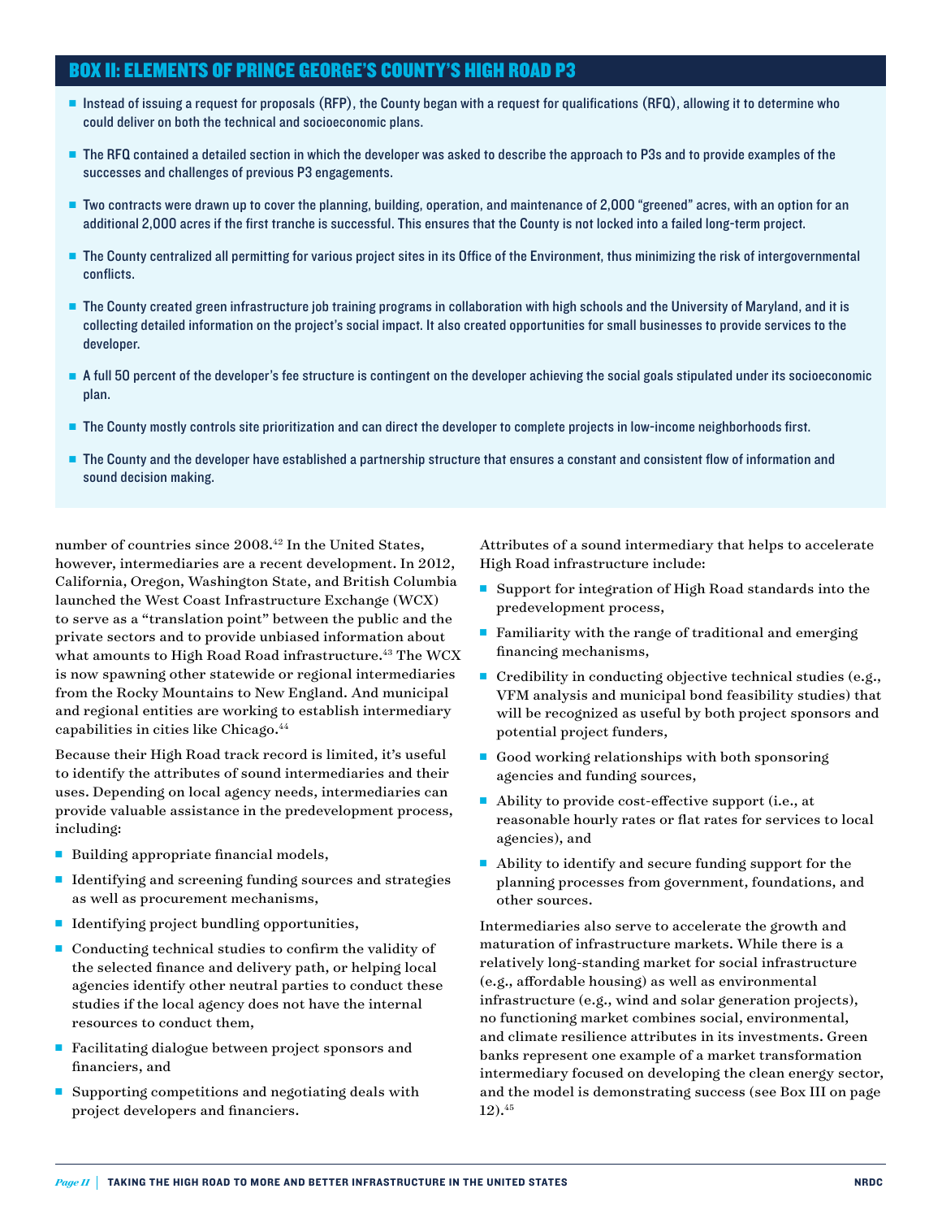## BOX II: ELEMENTS OF PRINCE GEORGE'S COUNTY'S HIGH ROAD P3

- Instead of issuing a request for proposals (RFP), the County began with a request for qualifications (RFQ), allowing it to determine who could deliver on both the technical and socioeconomic plans.
- The RFQ contained a detailed section in which the developer was asked to describe the approach to P3s and to provide examples of the successes and challenges of previous P3 engagements.
- Two contracts were drawn up to cover the planning, building, operation, and maintenance of 2,000 "greened" acres, with an option for an additional 2,000 acres if the first tranche is successful. This ensures that the County is not locked into a failed long-term project.
- The County centralized all permitting for various project sites in its Office of the Environment, thus minimizing the risk of intergovernmental conflicts.
- The County created green infrastructure job training programs in collaboration with high schools and the University of Maryland, and it is collecting detailed information on the project's social impact. It also created opportunities for small businesses to provide services to the developer.
- A full 50 percent of the developer's fee structure is contingent on the developer achieving the social goals stipulated under its socioeconomic plan.
- The County mostly controls site prioritization and can direct the developer to complete projects in low-income neighborhoods first.
- The County and the developer have established a partnership structure that ensures a constant and consistent flow of information and sound decision making.

number of countries since 2008.[42] In the United States, however, intermediaries are a recent development. In 2012, California, Oregon, Washington State, and British Columbia launched the West Coast Infrastructure Exchange (WCX) to serve as a "translation point" between the public and the private sectors and to provide unbiased information about what amounts to High Road Road infrastructure.[43] The WCX is now spawning other statewide or regional intermediaries from the Rocky Mountains to New England. And municipal and regional entities are working to establish intermediary capabilities in cities like Chicago.[44]

Because their High Road track record is limited, it's useful to identify the attributes of sound intermediaries and their uses. Depending on local agency needs, intermediaries can provide valuable assistance in the predevelopment process, including:

- Building appropriate financial models,
- Identifying and screening funding sources and strategies as well as procurement mechanisms,
- Identifying project bundling opportunities,
- Conducting technical studies to confirm the validity of the selected finance and delivery path, or helping local agencies identify other neutral parties to conduct these studies if the local agency does not have the internal resources to conduct them,
- Facilitating dialogue between project sponsors and financiers, and
- Supporting competitions and negotiating deals with project developers and financiers.

Attributes of a sound intermediary that helps to accelerate High Road infrastructure include:

- Support for integration of High Road standards into the predevelopment process,
- Familiarity with the range of traditional and emerging financing mechanisms,
- Credibility in conducting objective technical studies (e.g., VFM analysis and municipal bond feasibility studies) that will be recognized as useful by both project sponsors and potential project funders,
- Good working relationships with both sponsoring agencies and funding sources,
- Ability to provide cost-effective support (i.e., at reasonable hourly rates or flat rates for services to local agencies), and
- Ability to identify and secure funding support for the planning processes from government, foundations, and other sources.

Intermediaries also serve to accelerate the growth and maturation of infrastructure markets. While there is a relatively long-standing market for social infrastructure (e.g., affordable housing) as well as environmental infrastructure (e.g., wind and solar generation projects), no functioning market combines social, environmental, and climate resilience attributes in its investments. Green banks represent one example of a market transformation intermediary focused on developing the clean energy sector, and the model is demonstrating success (see Box III on page 12).[45]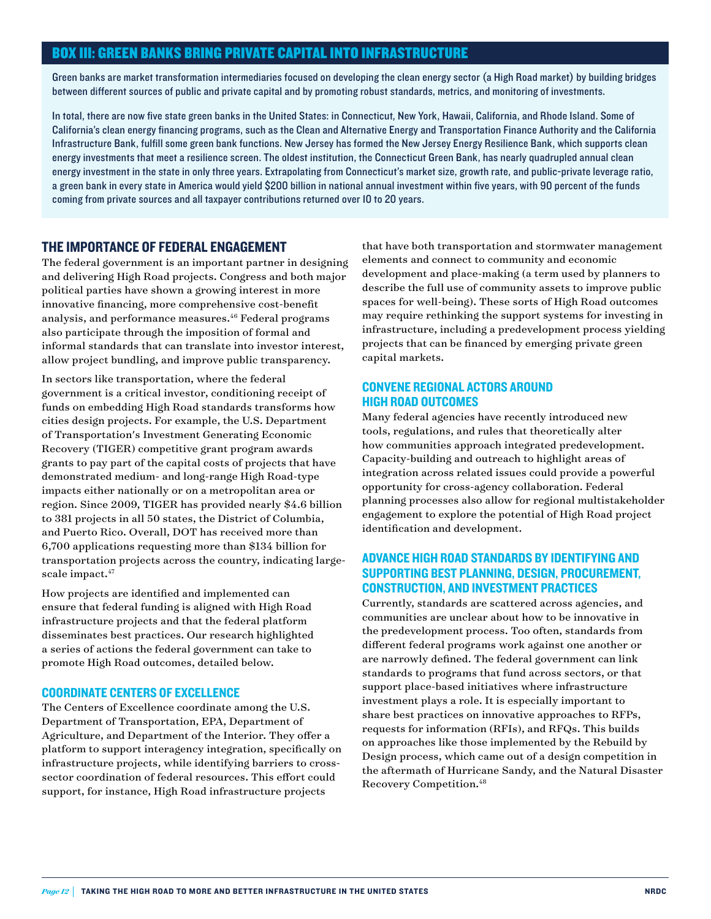## BOX III: GREEN BANKS BRING PRIVATE CAPITAL INTO INFRASTRUCTURE

Green banks are market transformation intermediaries focused on developing the clean energy sector (a High Road market) by building bridges between different sources of public and private capital and by promoting robust standards, metrics, and monitoring of investments.

In total, there are now five state green banks in the United States: in Connecticut, New York, Hawaii, California, and Rhode Island. Some of California's clean energy financing programs, such as the Clean and Alternative Energy and Transportation Finance Authority and the California Infrastructure Bank, fulfill some green bank functions. New Jersey has formed the New Jersey Energy Resilience Bank, which supports clean energy investments that meet a resilience screen. The oldest institution, the Connecticut Green Bank, has nearly quadrupled annual clean energy investment in the state in only three years. Extrapolating from Connecticut's market size, growth rate, and public-private leverage ratio, a green bank in every state in America would yield $200 billion in national annual investment within five years, with 90 percent of the funds coming from private sources and all taxpayer contributions returned over 10 to 20 years.

## THE IMPORTANCE OF FEDERAL ENGAGEMENT

The federal government is an important partner in designing and delivering High Road projects. Congress and both major political parties have shown a growing interest in more innovative financing, more comprehensive cost-benefit analysis, and performance measures.[46] Federal programs also participate through the imposition of formal and informal standards that can translate into investor interest, allow project bundling, and improve public transparency.

In sectors like transportation, where the federal government is a critical investor, conditioning receipt of funds on embedding High Road standards transforms how cities design projects. For example, the U.S. Department of Transportation's Investment Generating Economic Recovery (TIGER) competitive grant program awards grants to pay part of the capital costs of projects that have demonstrated medium- and long-range High Road-type impacts either nationally or on a metropolitan area or region. Since 2009, TIGER has provided nearly $4.6 billion to 381 projects in all 50 states, the District of Columbia, and Puerto Rico. Overall, DOT has received more than 6,700 applications requesting more than $134 billion for transportation projects across the country, indicating large-scale impact.[47]

How projects are identified and implemented can ensure that federal funding is aligned with High Road infrastructure projects and that the federal platform disseminates best practices. Our research highlighted a series of actions the federal government can take to promote High Road outcomes, detailed below.

### COORDINATE CENTERS OF EXCELLENCE

The Centers of Excellence coordinate among the U.S. Department of Transportation, EPA, Department of Agriculture, and Department of the Interior. They offer a platform to support interagency integration, specifically on infrastructure projects, while identifying barriers to cross-sector coordination of federal resources. This effort could support, for instance, High Road infrastructure projects that have both transportation and stormwater management elements and connect to community and economic development and place-making (a term used by planners to describe the full use of community assets to improve public spaces for well-being). These sorts of High Road outcomes may require rethinking the support systems for investing in infrastructure, including a predevelopment process yielding projects that can be financed by emerging private green capital markets.

### CONVENE REGIONAL ACTORS AROUND HIGH ROAD OUTCOMES

Many federal agencies have recently introduced new tools, regulations, and rules that theoretically alter how communities approach integrated predevelopment. Capacity-building and outreach to highlight areas of integration across related issues could provide a powerful opportunity for cross-agency collaboration. Federal planning processes also allow for regional multistakeholder engagement to explore the potential of High Road project identification and development.

### ADVANCE HIGH ROAD STANDARDS BY IDENTIFYING AND SUPPORTING BEST PLANNING, DESIGN, PROCUREMENT, CONSTRUCTION, AND INVESTMENT PRACTICES

Currently, standards are scattered across agencies, and communities are unclear about how to be innovative in the predevelopment process. Too often, standards from different federal programs work against one another or are narrowly defined. The federal government can link standards to programs that fund across sectors, or that support place-based initiatives where infrastructure investment plays a role. It is especially important to share best practices on innovative approaches to RFPs, requests for information (RFIs), and RFQs. This builds on approaches like those implemented by the Rebuild by Design process, which came out of a design competition in the aftermath of Hurricane Sandy, and the Natural Disaster Recovery Competition.[48]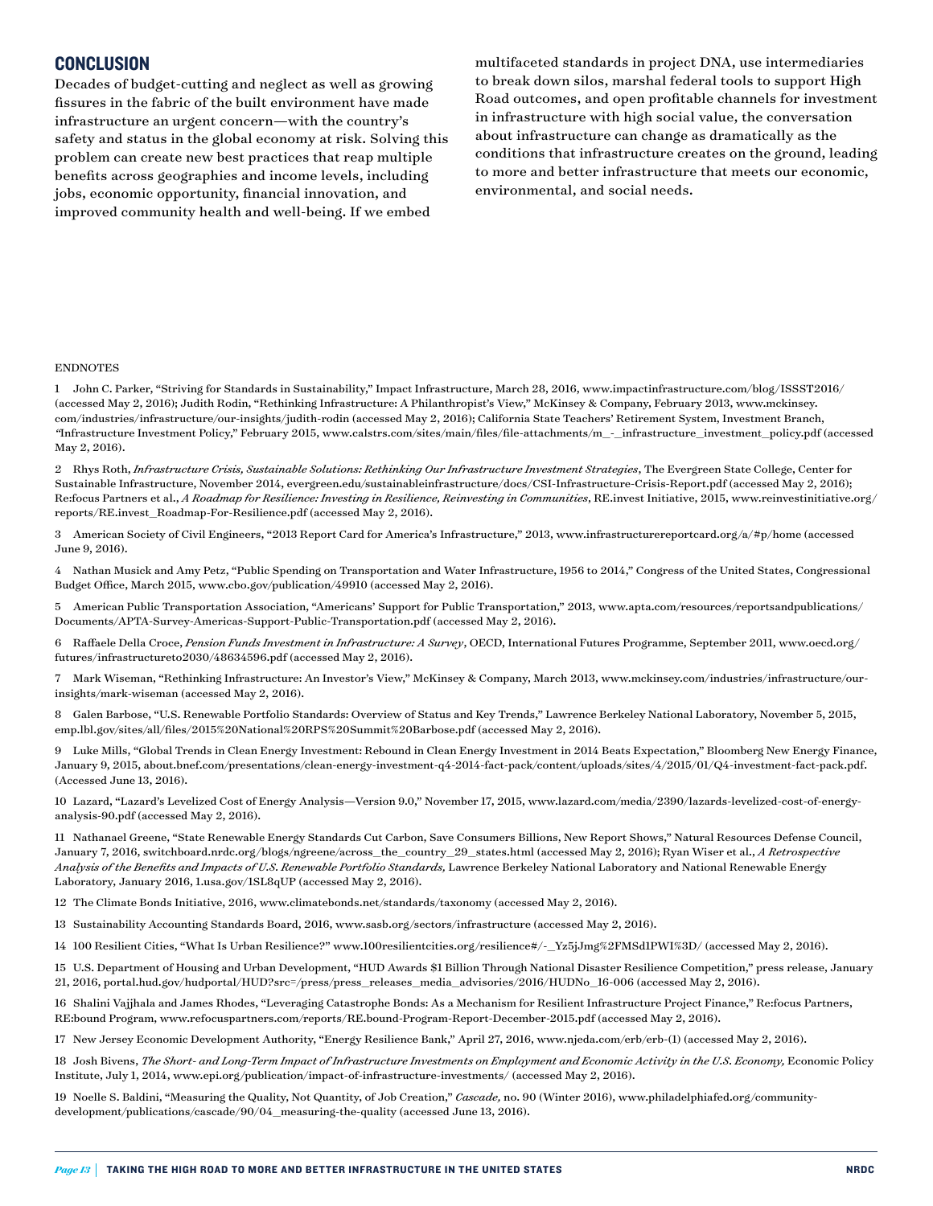## CONCLUSION

Decades of budget-cutting and neglect as well as growing fissures in the fabric of the built environment have made infrastructure an urgent concern—with the country's safety and status in the global economy at risk. Solving this problem can create new best practices that reap multiple benefits across geographies and income levels, including jobs, economic opportunity, financial innovation, and improved community health and well-being. If we embed multifaceted standards in project DNA, use intermediaries to break down silos, marshal federal tools to support High Road outcomes, and open profitable channels for investment in infrastructure with high social value, the conversation about infrastructure can change as dramatically as the conditions that infrastructure creates on the ground, leading to more and better infrastructure that meets our economic, environmental, and social needs.

ENDNOTES

1 John C. Parker, "Striving for Standards in Sustainability," Impact Infrastructure, March 28, 2016, www.impactinfrastructure.com/blog/ISSST2016/ (accessed May 2, 2016); Judith Rodin, "Rethinking Infrastructure: A Philanthropist's View," McKinsey & Company, February 2013, www.mckinsey.com/industries/infrastructure/our-insights/judith-rodin (accessed May 2, 2016); California State Teachers' Retirement System, Investment Branch, "Infrastructure Investment Policy," February 2015, www.calstrs.com/sites/main/files/file-attachments/m_-_infrastructure_investment_policy.pdf (accessed May 2, 2016).

2 Rhys Roth, *Infrastructure Crisis, Sustainable Solutions: Rethinking Our Infrastructure Investment Strategies*, The Evergreen State College, Center for Sustainable Infrastructure, November 2014, evergreen.edu/sustainableinfrastructure/docs/CSI-Infrastructure-Crisis-Report.pdf (accessed May 2, 2016); Re:focus Partners et al., *A Roadmap for Resilience: Investing in Resilience, Reinvesting in Communities*, RE.invest Initiative, 2015, www.reinvestinitiative.org/reports/RE.invest_Roadmap-For-Resilience.pdf (accessed May 2, 2016).

3 American Society of Civil Engineers, "2013 Report Card for America's Infrastructure," 2013, www.infrastructurereportcard.org/a/#p/home (accessed June 9, 2016).

4 Nathan Musick and Amy Petz, "Public Spending on Transportation and Water Infrastructure, 1956 to 2014," Congress of the United States, Congressional Budget Office, March 2015, www.cbo.gov/publication/49910 (accessed May 2, 2016).

5 American Public Transportation Association, "Americans' Support for Public Transportation," 2013, www.apta.com/resources/reportsandpublications/Documents/APTA-Survey-Americas-Support-Public-Transportation.pdf (accessed May 2, 2016).

6 Raffaele Della Croce, *Pension Funds Investment in Infrastructure: A Survey*, OECD, International Futures Programme, September 2011, www.oecd.org/futures/infrastructureto2030/48634596.pdf (accessed May 2, 2016).

7 Mark Wiseman, "Rethinking Infrastructure: An Investor's View," McKinsey & Company, March 2013, www.mckinsey.com/industries/infrastructure/our-insights/mark-wiseman (accessed May 2, 2016).

8 Galen Barbose, "U.S. Renewable Portfolio Standards: Overview of Status and Key Trends," Lawrence Berkeley National Laboratory, November 5, 2015, emp.lbl.gov/sites/all/files/2015%20National%20RPS%20Summit%20Barbose.pdf (accessed May 2, 2016).

9 Luke Mills, "Global Trends in Clean Energy Investment: Rebound in Clean Energy Investment in 2014 Beats Expectation," Bloomberg New Energy Finance, January 9, 2015, about.bnef.com/presentations/clean-energy-investment-q4-2014-fact-pack/content/uploads/sites/4/2015/01/Q4-investment-fact-pack.pdf. (Accessed June 13, 2016).

10 Lazard, "Lazard's Levelized Cost of Energy Analysis—Version 9.0," November 17, 2015, www.lazard.com/media/2390/lazards-levelized-cost-of-energy-analysis-90.pdf (accessed May 2, 2016).

11 Nathanael Greene, "State Renewable Energy Standards Cut Carbon, Save Consumers Billions, New Report Shows," Natural Resources Defense Council, January 7, 2016, switchboard.nrdc.org/blogs/ngreene/across_the_country_29_states.html (accessed May 2, 2016); Ryan Wiser et al., *A Retrospective Analysis of the Benefits and Impacts of U.S. Renewable Portfolio Standards,* Lawrence Berkeley National Laboratory and National Renewable Energy Laboratory, January 2016, 1.usa.gov/1SL8qUP (accessed May 2, 2016).

12 The Climate Bonds Initiative, 2016, www.climatebonds.net/standards/taxonomy (accessed May 2, 2016).

13 Sustainability Accounting Standards Board, 2016, www.sasb.org/sectors/infrastructure (accessed May 2, 2016).

14 100 Resilient Cities, "What Is Urban Resilience?" www.100resilientcities.org/resilience#/-_Yz5jJmg%2FMSd1PWI%3D/ (accessed May 2, 2016).

15 U.S. Department of Housing and Urban Development, "HUD Awards $1 Billion Through National Disaster Resilience Competition," press release, January 21, 2016, portal.hud.gov/hudportal/HUD?src=/press/press_releases_media_advisories/2016/HUDNo_16-006 (accessed May 2, 2016).

16 Shalini Vajjhala and James Rhodes, "Leveraging Catastrophe Bonds: As a Mechanism for Resilient Infrastructure Project Finance," Re:focus Partners, RE:bound Program, www.refocuspartners.com/reports/RE.bound-Program-Report-December-2015.pdf (accessed May 2, 2016).

17 New Jersey Economic Development Authority, "Energy Resilience Bank," April 27, 2016, www.njeda.com/erb/erb-(1) (accessed May 2, 2016).

18 Josh Bivens, *The Short- and Long-Term Impact of Infrastructure Investments on Employment and Economic Activity in the U.S. Economy,* Economic Policy Institute, July 1, 2014, www.epi.org/publication/impact-of-infrastructure-investments/ (accessed May 2, 2016).

19 Noelle S. Baldini, "Measuring the Quality, Not Quantity, of Job Creation," *Cascade,* no. 90 (Winter 2016), www.philadelphiafed.org/community-development/publications/cascade/90/04_measuring-the-quality (accessed June 13, 2016).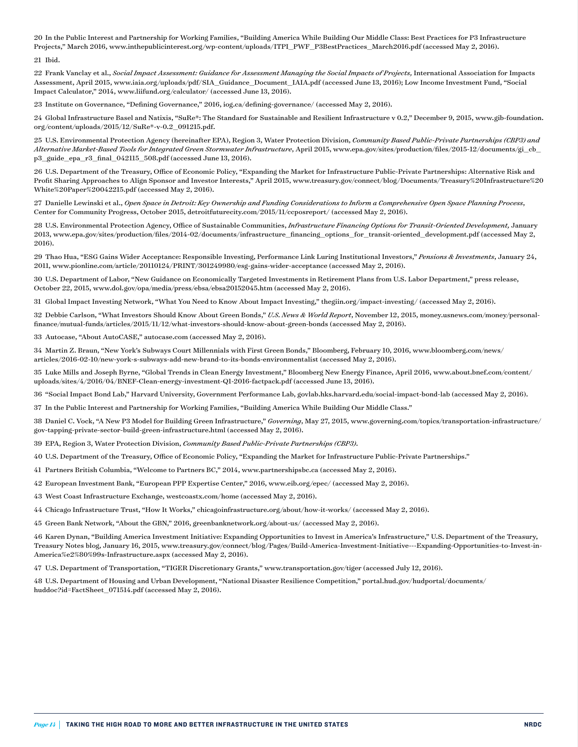20 In the Public Interest and Partnership for Working Families, "Building America While Building Our Middle Class: Best Practices for P3 Infrastructure Projects," March 2016, www.inthepublicinterest.org/wp-content/uploads/ITPI_PWF_P3BestPractices_March2016.pdf (accessed May 2, 2016).

21 Ibid.

22 Frank Vanclay et al., *Social Impact Assessment: Guidance for Assessment Managing the Social Impacts of Projects,* International Association for Impacts Assessment, April 2015, www.iaia.org/uploads/pdf/SIA_Guidance_Document_IAIA.pdf (accessed June 13, 2016); Low Income Investment Fund, "Social Impact Calculator," 2014, www.liifund.org/calculator/ (accessed June 13, 2016).

23 Institute on Governance, "Defining Governance," 2016, iog.ca/defining-governance/ (accessed May 2, 2016).

24 Global Infrastructure Basel and Natixis, "SuRe®: The Standard for Sustainable and Resilient Infrastructure v 0.2," December 9, 2015, www.gib-foundation.org/content/uploads/2015/12/SuRe®-v-0.2_091215.pdf.

25 U.S. Environmental Protection Agency (hereinafter EPA), Region 3, Water Protection Division, *Community Based Public-Private Partnerships (CBP3) and Alternative Market-Based Tools for Integrated Green Stormwater Infrastructure*, April 2015, www.epa.gov/sites/production/files/2015-12/documents/gi_cb_p3_guide_epa_r3_final_042115_508.pdf (accessed June 13, 2016).

26 U.S. Department of the Treasury, Office of Economic Policy, "Expanding the Market for Infrastructure Public-Private Partnerships: Alternative Risk and Profit Sharing Approaches to Align Sponsor and Investor Interests," April 2015, www.treasury.gov/connect/blog/Documents/Treasury%20Infrastructure%20White%20Paper%20042215.pdf (accessed May 2, 2016).

27 Danielle Lewinski et al., *Open Space in Detroit: Key Ownership and Funding Considerations to Inform a Comprehensive Open Space Planning Process*, Center for Community Progress, October 2015, detroitfuturecity.com/2015/11/ccposreport/ (accessed May 2, 2016).

28 U.S. Environmental Protection Agency, Office of Sustainable Communities, *Infrastructure Financing Options for Transit-Oriented Development,* January 2013, www.epa.gov/sites/production/files/2014-02/documents/infrastructure_financing_options_for_transit-oriented_development.pdf (accessed May 2, 2016).

29 Thao Hua, "ESG Gains Wider Acceptance: Responsible Investing, Performance Link Luring Institutional Investors," *Pensions & Investments*, January 24, 2011, www.pionline.com/article/20110124/PRINT/301249980/esg-gains-wider-acceptance (accessed May 2, 2016).

30 U.S. Department of Labor, "New Guidance on Economically Targeted Investments in Retirement Plans from U.S. Labor Department," press release, October 22, 2015, www.dol.gov/opa/media/press/ebsa/ebsa20152045.htm (accessed May 2, 2016).

31 Global Impact Investing Network, "What You Need to Know About Impact Investing," thegiin.org/impact-investing/ (accessed May 2, 2016).

32 Debbie Carlson, "What Investors Should Know About Green Bonds," *U.S. News & World Report*, November 12, 2015, money.usnews.com/money/personal-finance/mutual-funds/articles/2015/11/12/what-investors-should-know-about-green-bonds (accessed May 2, 2016).

33 Autocase, "About AutoCASE," autocase.com (accessed May 2, 2016).

34 Martin Z. Braun, "New York's Subways Court Millennials with First Green Bonds," Bloomberg, February 10, 2016, www.bloomberg.com/news/articles/2016-02-10/new-york-s-subways-add-new-brand-to-its-bonds-environmentalist (accessed May 2, 2016).

35 Luke Mills and Joseph Byrne, "Global Trends in Clean Energy Investment," Bloomberg New Energy Finance, April 2016, www.about.bnef.com/content/uploads/sites/4/2016/04/BNEF-Clean-energy-investment-Q1-2016-factpack.pdf (accessed June 13, 2016).

36 "Social Impact Bond Lab," Harvard University, Government Performance Lab, govlab.hks.harvard.edu/social-impact-bond-lab (accessed May 2, 2016).

37 In the Public Interest and Partnership for Working Families, "Building America While Building Our Middle Class."

38 Daniel C. Vock, "A New P3 Model for Building Green Infrastructure," *Governing*, May 27, 2015, www.governing.com/topics/transportation-infrastructure/gov-tapping-private-sector-build-green-infrastructure.html (accessed May 2, 2016).

39 EPA, Region 3, Water Protection Division, *Community Based Public-Private Partnerships (CBP3).*

40 U.S. Department of the Treasury, Office of Economic Policy, "Expanding the Market for Infrastructure Public-Private Partnerships."

41 Partners British Columbia, "Welcome to Partners BC," 2014, www.partnershipsbc.ca (accessed May 2, 2016).

42 European Investment Bank, "European PPP Expertise Center," 2016, www.eib.org/epec/ (accessed May 2, 2016).

43 West Coast Infrastructure Exchange, westcoastx.com/home (accessed May 2, 2016).

44 Chicago Infrastructure Trust, "How It Works," chicagoinfrastructure.org/about/how-it-works/ (accessed May 2, 2016).

45 Green Bank Network, "About the GBN," 2016, greenbanknetwork.org/about-us/ (accessed May 2, 2016).

46 Karen Dynan, "Building America Investment Initiative: Expanding Opportunities to Invest in America's Infrastructure," U.S. Department of the Treasury, Treasury Notes blog, January 16, 2015, www.treasury.gov/connect/blog/Pages/Build-America-Investment-Initiative---Expanding-Opportunities-to-Invest-in-America%e2%80%99s-Infrastructure.aspx (accessed May 2, 2016).

47 U.S. Department of Transportation, "TIGER Discretionary Grants," www.transportation.gov/tiger (accessed July 12, 2016).

48 U.S. Department of Housing and Urban Development, "National Disaster Resilience Competition," portal.hud.gov/hudportal/documents/huddoc?id=FactSheet_071514.pdf (accessed May 2, 2016).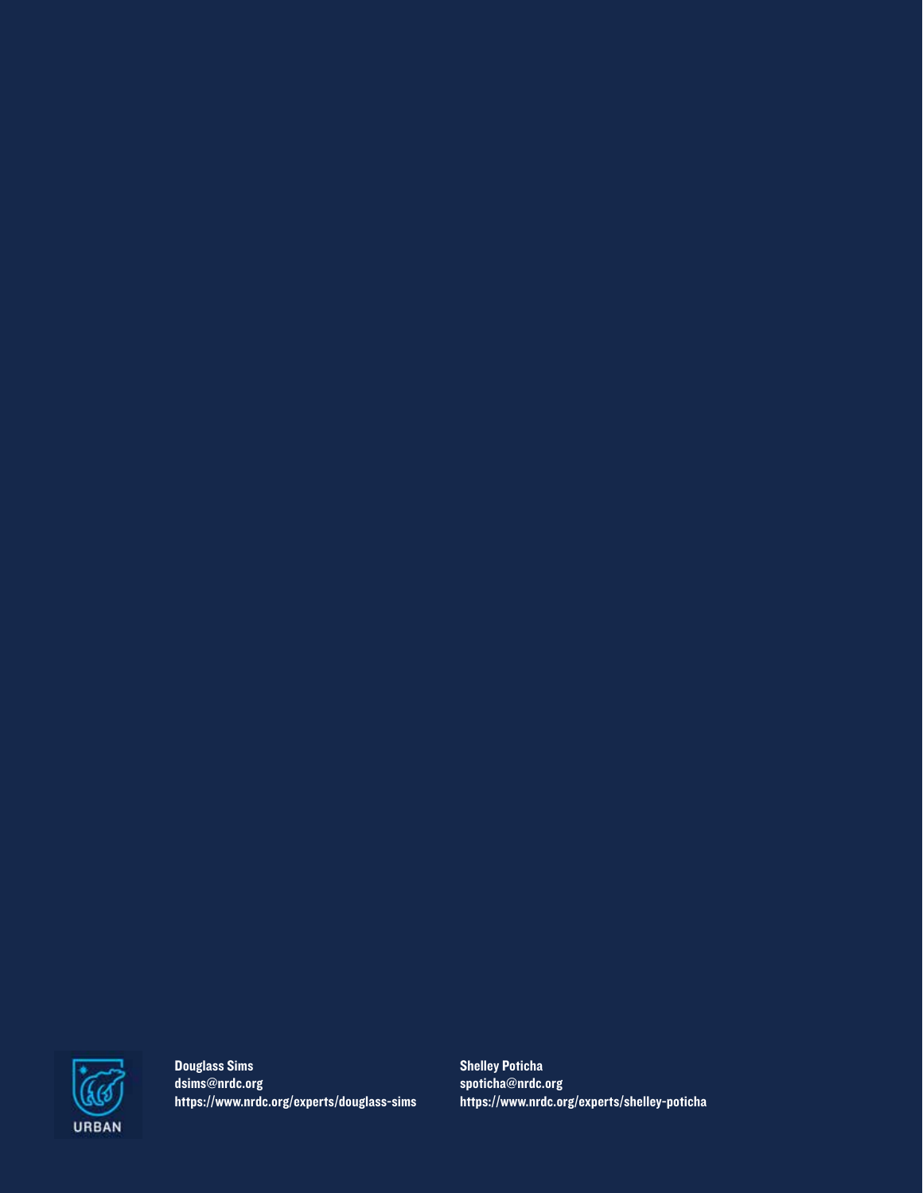URBAN

**Douglass Sims**
**dsims@nrdc.org**
**https://www.nrdc.org/experts/douglass-sims**

**Shelley Poticha**
**spoticha@nrdc.org**
**https://www.nrdc.org/experts/shelley-poticha**